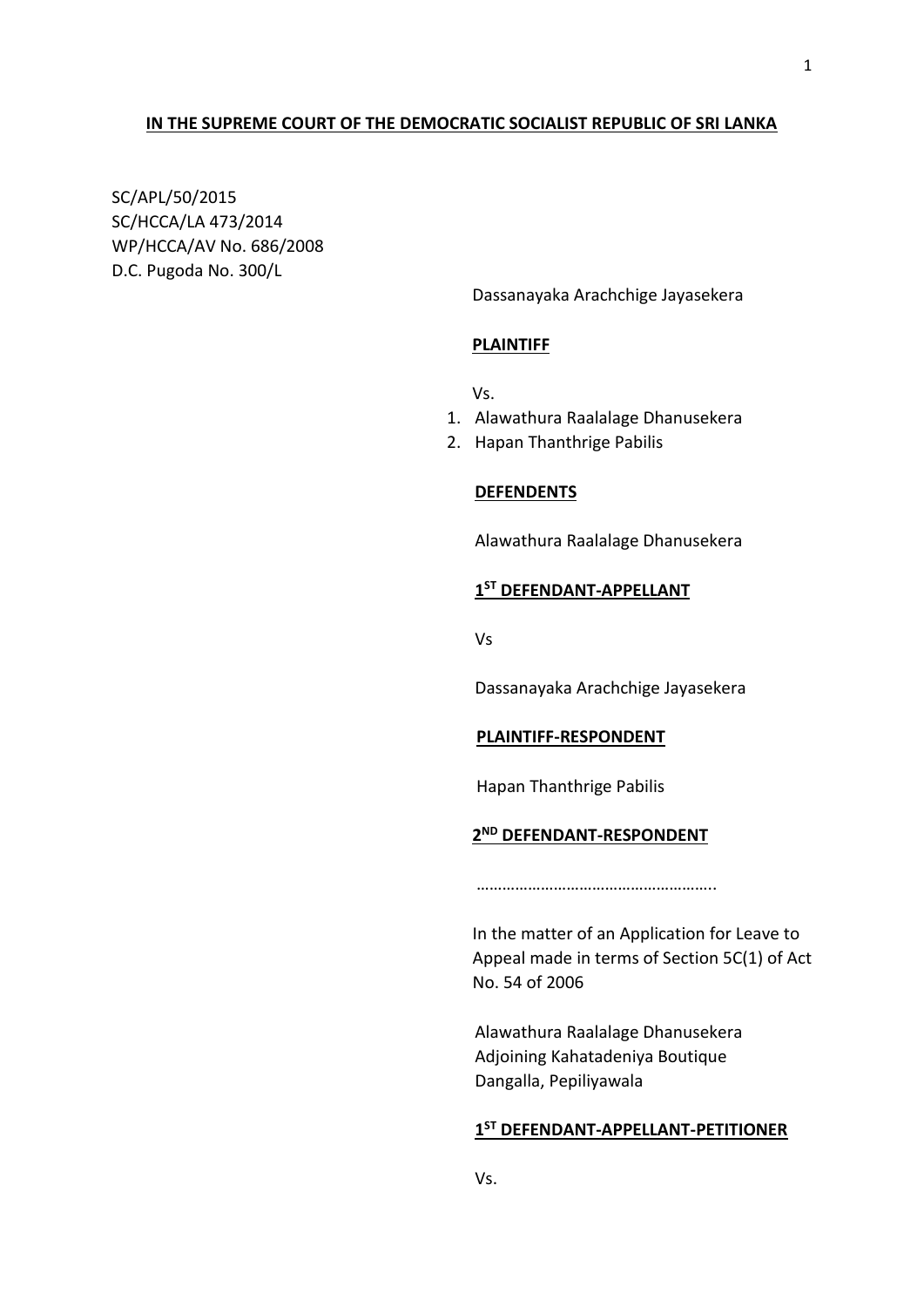**IN THE SUPREME COURT OF THE DEMOCRATIC SOCIALIST REPUBLIC OF SRI LANKA**

SC/APL/50/2015
SC/HCCA/LA 473/2014
WP/HCCA/AV No. 686/2008
D.C. Pugoda No. 300/L

Dassanayaka Arachchige Jayasekera

**PLAINTIFF**

Vs.

1. Alawathura Raalalage Dhanusekera
2. Hapan Thanthrige Pabilis

**DEFENDENTS**

Alawathura Raalalage Dhanusekera

**1ST DEFENDANT-APPELLANT**

Vs

Dassanayaka Arachchige Jayasekera

**PLAINTIFF-RESPONDENT**

Hapan Thanthrige Pabilis

**2ND DEFENDANT-RESPONDENT**

………………………………………………..

In the matter of an Application for Leave to Appeal made in terms of Section 5C(1) of Act No. 54 of 2006

Alawathura Raalalage Dhanusekera
Adjoining Kahatadeniya Boutique
Dangalla, Pepiliyawala

**1ST DEFENDANT-APPELLANT-PETITIONER**

Vs.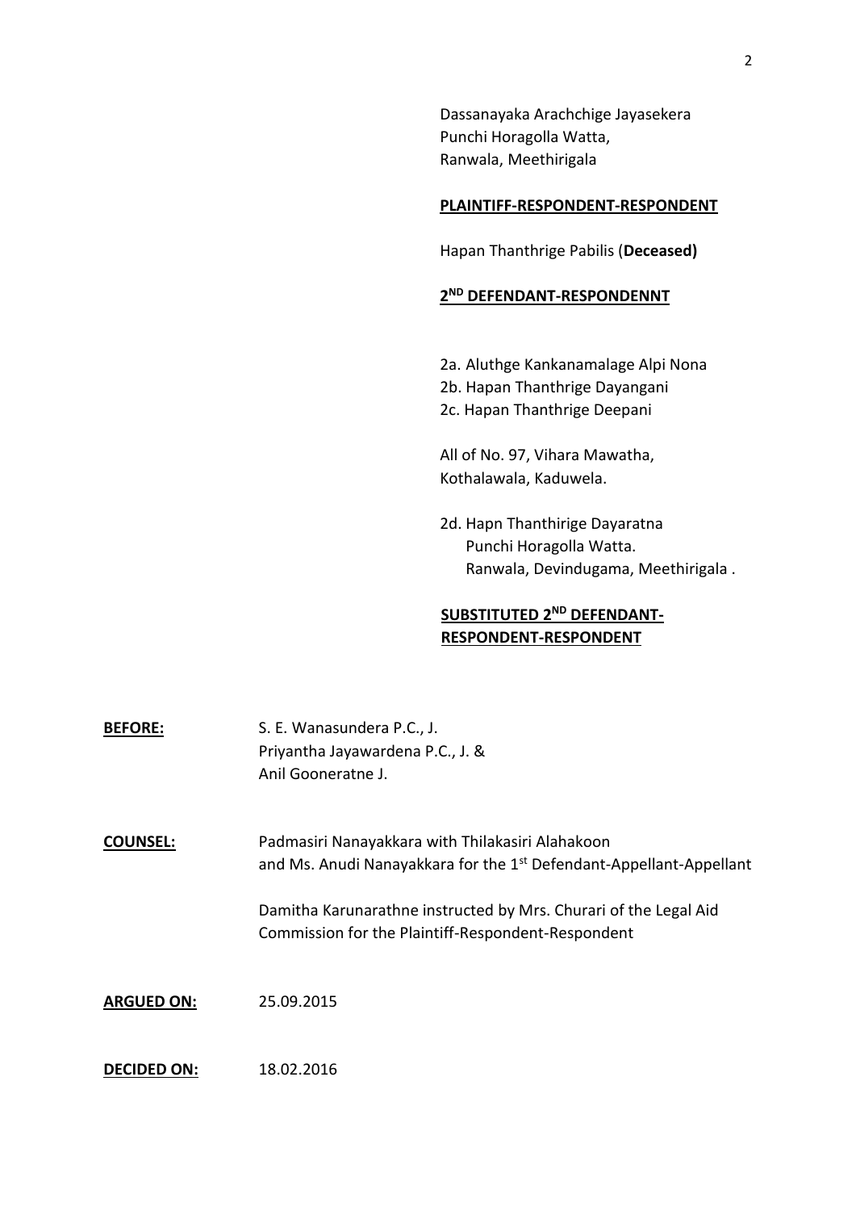Dassanayaka Arachchige Jayasekera
Punchi Horagolla Watta,
Ranwala, Meethirigala

**PLAINTIFF-RESPONDENT-RESPONDENT**

Hapan Thanthrige Pabilis (**Deceased)**

**2[ND] DEFENDANT-RESPONDENNT**

2a. Aluthge Kankanamalage Alpi Nona
2b. Hapan Thanthrige Dayangani
2c. Hapan Thanthrige Deepani

All of No. 97, Vihara Mawatha,
Kothalawala, Kaduwela.

2d. Hapn Thanthirige Dayaratna
Punchi Horagolla Watta.
Ranwala, Devindugama, Meethirigala .

**SUBSTITUTED 2[ND] DEFENDANT-RESPONDENT-RESPONDENT**

**BEFORE:** S. E. Wanasundera P.C., J.
Priyantha Jayawardena P.C., J. &
Anil Gooneratne J.

**COUNSEL:** Padmasiri Nanayakkara with Thilakasiri Alahakoon and Ms. Anudi Nanayakkara for the 1[st] Defendant-Appellant-Appellant

Damitha Karunarathne instructed by Mrs. Churari of the Legal Aid Commission for the Plaintiff-Respondent-Respondent

**ARGUED ON:** 25.09.2015

**DECIDED ON:** 18.02.2016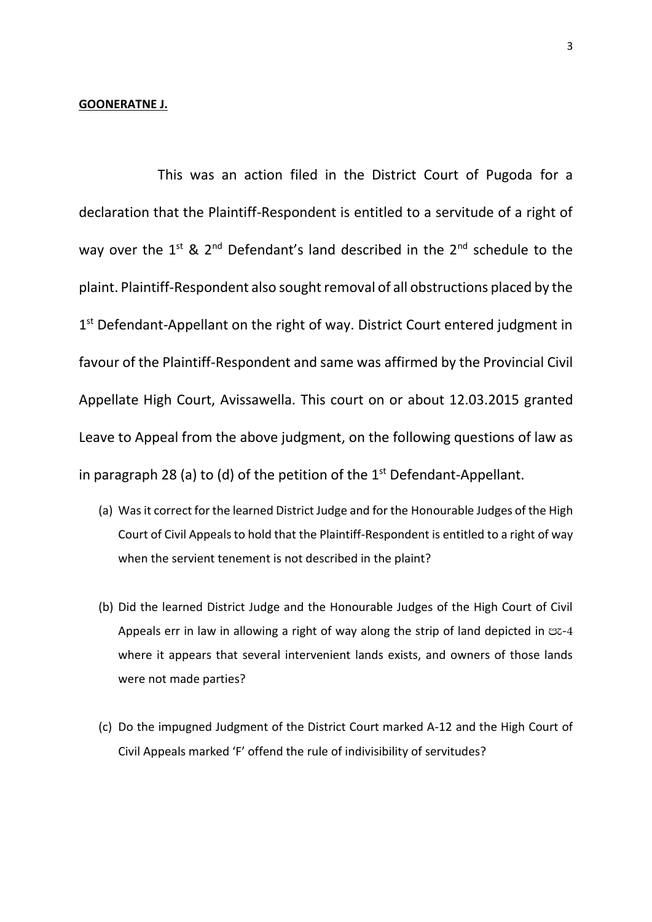**GOONERATNE J.**

This was an action filed in the District Court of Pugoda for a declaration that the Plaintiff-Respondent is entitled to a servitude of a right of way over the 1st & 2nd Defendant's land described in the 2nd schedule to the plaint. Plaintiff-Respondent also sought removal of all obstructions placed by the 1st Defendant-Appellant on the right of way. District Court entered judgment in favour of the Plaintiff-Respondent and same was affirmed by the Provincial Civil Appellate High Court, Avissawella. This court on or about 12.03.2015 granted Leave to Appeal from the above judgment, on the following questions of law as in paragraph 28 (a) to (d) of the petition of the 1st Defendant-Appellant.

(a) Was it correct for the learned District Judge and for the Honourable Judges of the High Court of Civil Appeals to hold that the Plaintiff-Respondent is entitled to a right of way when the servient tenement is not described in the plaint?

(b) Did the learned District Judge and the Honourable Judges of the High Court of Civil Appeals err in law in allowing a right of way along the strip of land depicted in පැ-4 where it appears that several intervenient lands exists, and owners of those lands were not made parties?

(c) Do the impugned Judgment of the District Court marked A-12 and the High Court of Civil Appeals marked 'F' offend the rule of indivisibility of servitudes?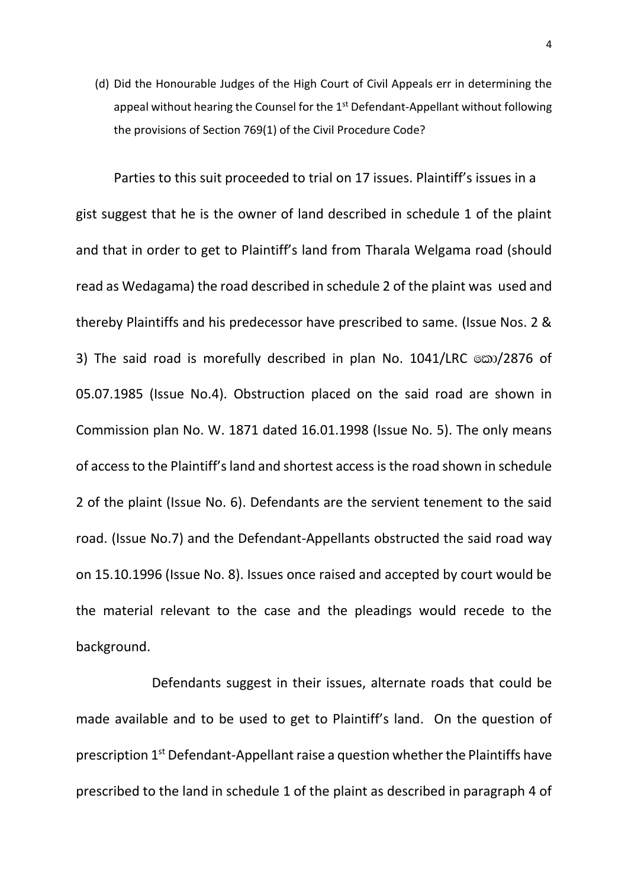(d) Did the Honourable Judges of the High Court of Civil Appeals err in determining the appeal without hearing the Counsel for the 1st Defendant-Appellant without following the provisions of Section 769(1) of the Civil Procedure Code?

Parties to this suit proceeded to trial on 17 issues. Plaintiff's issues in a gist suggest that he is the owner of land described in schedule 1 of the plaint and that in order to get to Plaintiff's land from Tharala Welgama road (should read as Wedagama) the road described in schedule 2 of the plaint was used and thereby Plaintiffs and his predecessor have prescribed to same. (Issue Nos. 2 & 3) The said road is morefully described in plan No. 1041/LRC කො/2876 of 05.07.1985 (Issue No.4). Obstruction placed on the said road are shown in Commission plan No. W. 1871 dated 16.01.1998 (Issue No. 5). The only means of access to the Plaintiff's land and shortest access is the road shown in schedule 2 of the plaint (Issue No. 6). Defendants are the servient tenement to the said road. (Issue No.7) and the Defendant-Appellants obstructed the said road way on 15.10.1996 (Issue No. 8). Issues once raised and accepted by court would be the material relevant to the case and the pleadings would recede to the background.

Defendants suggest in their issues, alternate roads that could be made available and to be used to get to Plaintiff's land. On the question of prescription 1st Defendant-Appellant raise a question whether the Plaintiffs have prescribed to the land in schedule 1 of the plaint as described in paragraph 4 of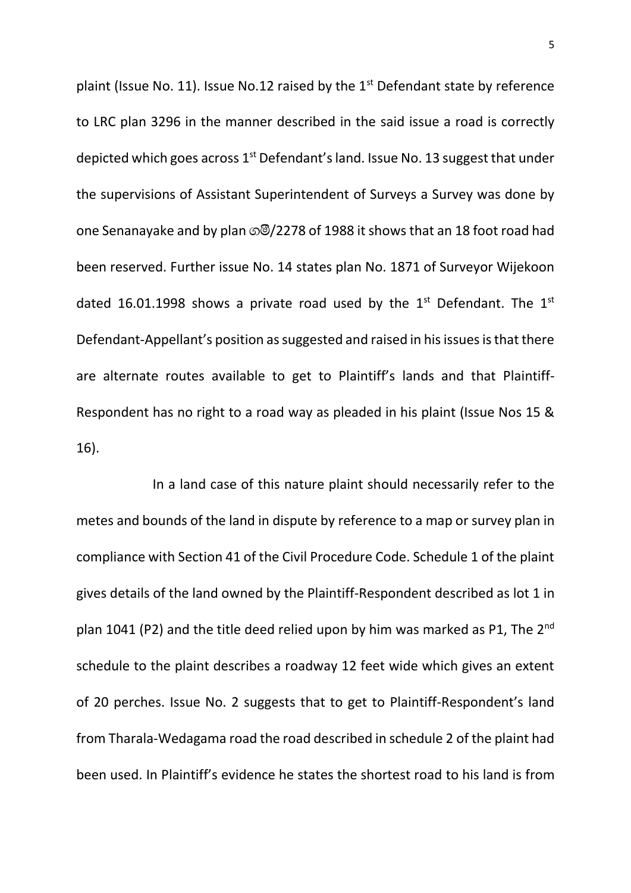plaint (Issue No. 11). Issue No.12 raised by the 1st Defendant state by reference to LRC plan 3296 in the manner described in the said issue a road is correctly depicted which goes across 1st Defendant's land. Issue No. 13 suggest that under the supervisions of Assistant Superintendent of Surveys a Survey was done by one Senanayake and by plan ගමි/2278 of 1988 it shows that an 18 foot road had been reserved. Further issue No. 14 states plan No. 1871 of Surveyor Wijekoon dated 16.01.1998 shows a private road used by the 1st Defendant. The 1st Defendant-Appellant's position as suggested and raised in his issues is that there are alternate routes available to get to Plaintiff's lands and that Plaintiff-Respondent has no right to a road way as pleaded in his plaint (Issue Nos 15 & 16).

In a land case of this nature plaint should necessarily refer to the metes and bounds of the land in dispute by reference to a map or survey plan in compliance with Section 41 of the Civil Procedure Code. Schedule 1 of the plaint gives details of the land owned by the Plaintiff-Respondent described as lot 1 in plan 1041 (P2) and the title deed relied upon by him was marked as P1, The 2nd schedule to the plaint describes a roadway 12 feet wide which gives an extent of 20 perches. Issue No. 2 suggests that to get to Plaintiff-Respondent's land from Tharala-Wedagama road the road described in schedule 2 of the plaint had been used. In Plaintiff's evidence he states the shortest road to his land is from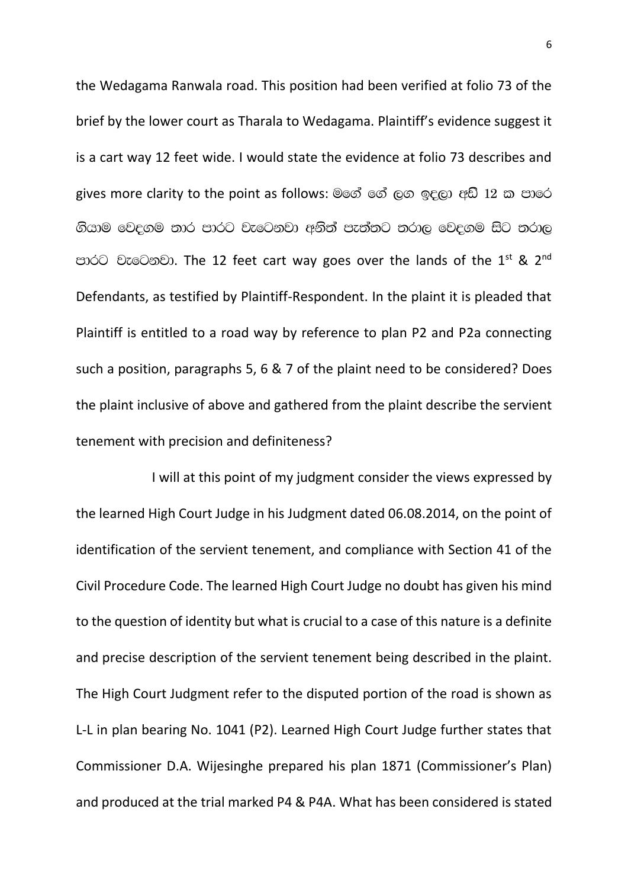the Wedagama Ranwala road. This position had been verified at folio 73 of the brief by the lower court as Tharala to Wedagama. Plaintiff's evidence suggest it is a cart way 12 feet wide. I would state the evidence at folio 73 describes and gives more clarity to the point as follows: මගේ ගේ ලග ඉදලා අඩි 12 ක පාරෙ ගියාම වෙදගම තාර පාරට වැටෙනවා අනිත් පැත්තට තරාල වෙදගම සිට තරාල පාරට වැටෙනවා. The 12 feet cart way goes over the lands of the 1st & 2nd Defendants, as testified by Plaintiff-Respondent. In the plaint it is pleaded that Plaintiff is entitled to a road way by reference to plan P2 and P2a connecting such a position, paragraphs 5, 6 & 7 of the plaint need to be considered? Does the plaint inclusive of above and gathered from the plaint describe the servient tenement with precision and definiteness?

I will at this point of my judgment consider the views expressed by the learned High Court Judge in his Judgment dated 06.08.2014, on the point of identification of the servient tenement, and compliance with Section 41 of the Civil Procedure Code. The learned High Court Judge no doubt has given his mind to the question of identity but what is crucial to a case of this nature is a definite and precise description of the servient tenement being described in the plaint. The High Court Judgment refer to the disputed portion of the road is shown as L-L in plan bearing No. 1041 (P2). Learned High Court Judge further states that Commissioner D.A. Wijesinghe prepared his plan 1871 (Commissioner's Plan) and produced at the trial marked P4 & P4A. What has been considered is stated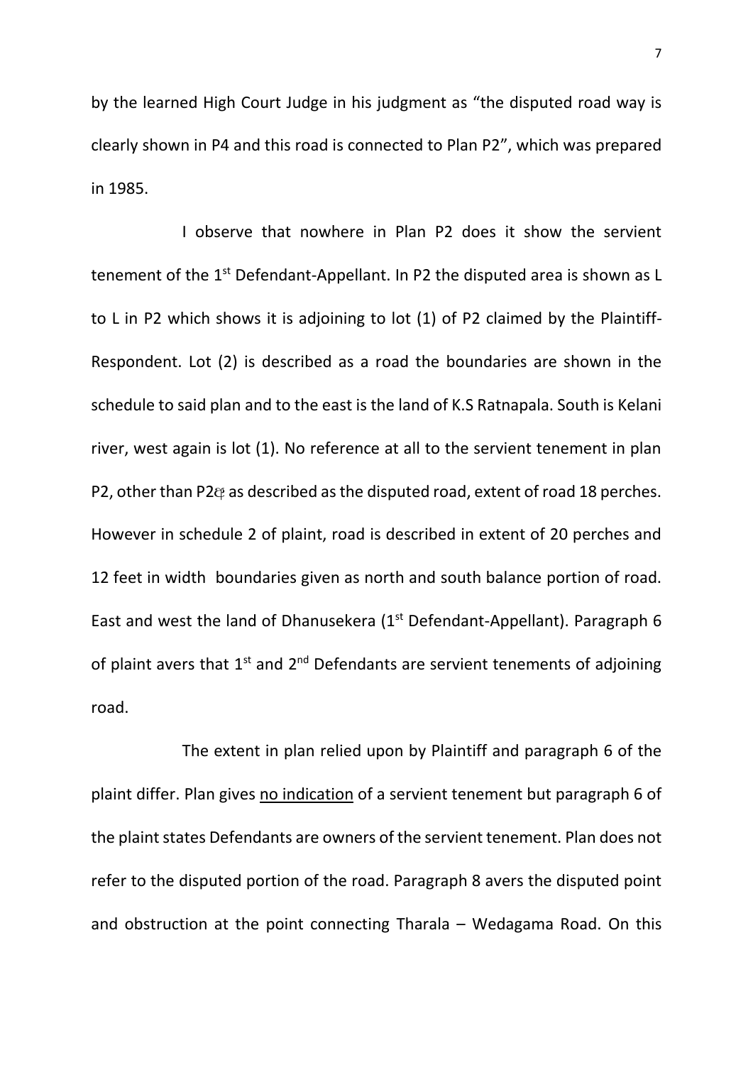by the learned High Court Judge in his judgment as "the disputed road way is clearly shown in P4 and this road is connected to Plan P2", which was prepared in 1985.

I observe that nowhere in Plan P2 does it show the servient tenement of the 1st Defendant-Appellant. In P2 the disputed area is shown as L to L in P2 which shows it is adjoining to lot (1) of P2 claimed by the Plaintiff-Respondent. Lot (2) is described as a road the boundaries are shown in the schedule to said plan and to the east is the land of K.S Ratnapala. South is Kelani river, west again is lot (1). No reference at all to the servient tenement in plan P2, other than P2ඇ as described as the disputed road, extent of road 18 perches. However in schedule 2 of plaint, road is described in extent of 20 perches and 12 feet in width boundaries given as north and south balance portion of road. East and west the land of Dhanusekera (1st Defendant-Appellant). Paragraph 6 of plaint avers that 1st and 2nd Defendants are servient tenements of adjoining road.

The extent in plan relied upon by Plaintiff and paragraph 6 of the plaint differ. Plan gives <u>no indication</u> of a servient tenement but paragraph 6 of the plaint states Defendants are owners of the servient tenement. Plan does not refer to the disputed portion of the road. Paragraph 8 avers the disputed point and obstruction at the point connecting Tharala – Wedagama Road. On this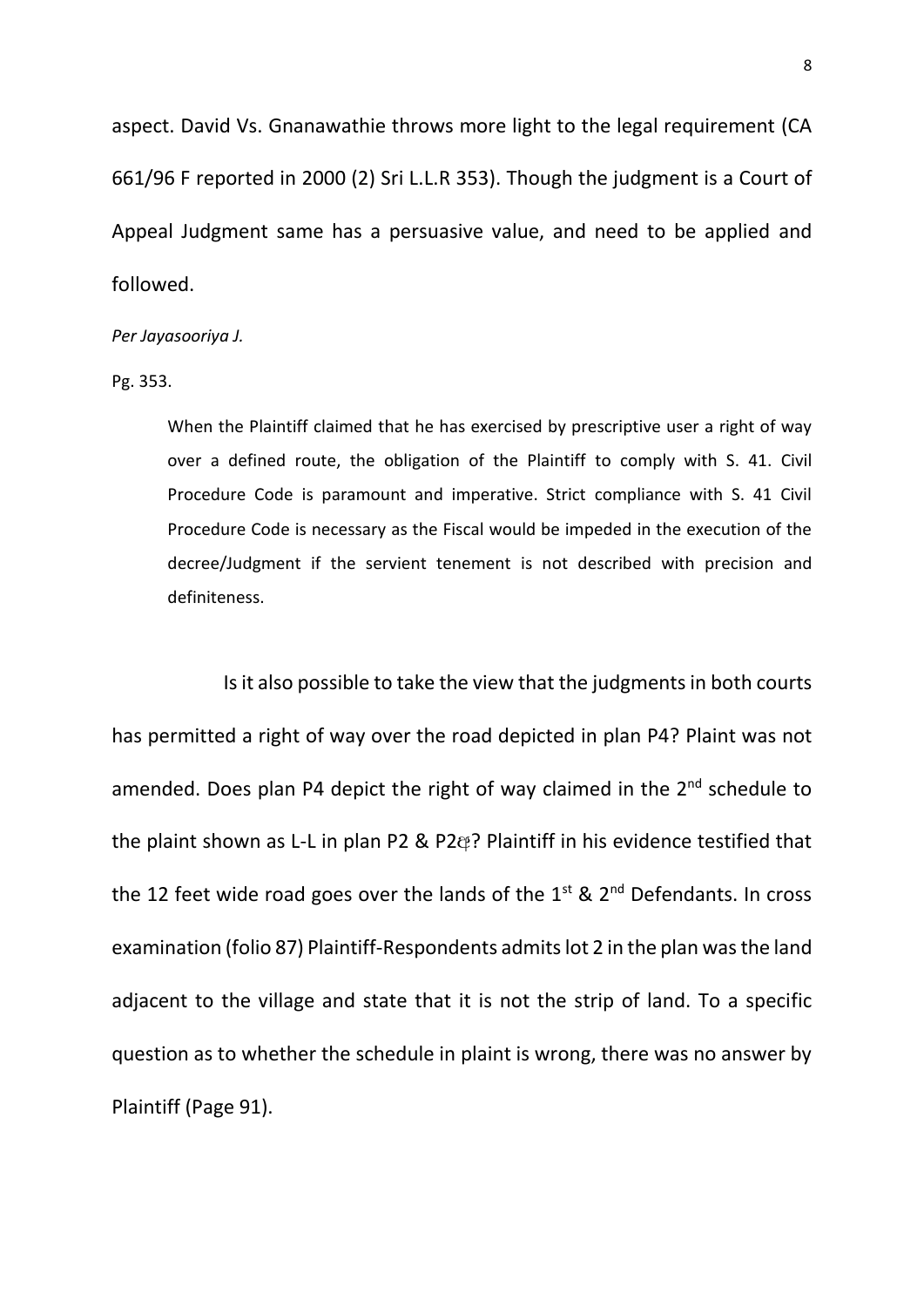aspect. David Vs. Gnanawathie throws more light to the legal requirement (CA 661/96 F reported in 2000 (2) Sri L.L.R 353). Though the judgment is a Court of Appeal Judgment same has a persuasive value, and need to be applied and followed.

*Per Jayasooriya J.*

Pg. 353.

> When the Plaintiff claimed that he has exercised by prescriptive user a right of way over a defined route, the obligation of the Plaintiff to comply with S. 41. Civil Procedure Code is paramount and imperative. Strict compliance with S. 41 Civil Procedure Code is necessary as the Fiscal would be impeded in the execution of the decree/Judgment if the servient tenement is not described with precision and definiteness.

Is it also possible to take the view that the judgments in both courts has permitted a right of way over the road depicted in plan P4? Plaint was not amended. Does plan P4 depict the right of way claimed in the 2nd schedule to the plaint shown as L-L in plan P2 & P2අ? Plaintiff in his evidence testified that the 12 feet wide road goes over the lands of the 1st & 2nd Defendants. In cross examination (folio 87) Plaintiff-Respondents admits lot 2 in the plan was the land adjacent to the village and state that it is not the strip of land. To a specific question as to whether the schedule in plaint is wrong, there was no answer by Plaintiff (Page 91).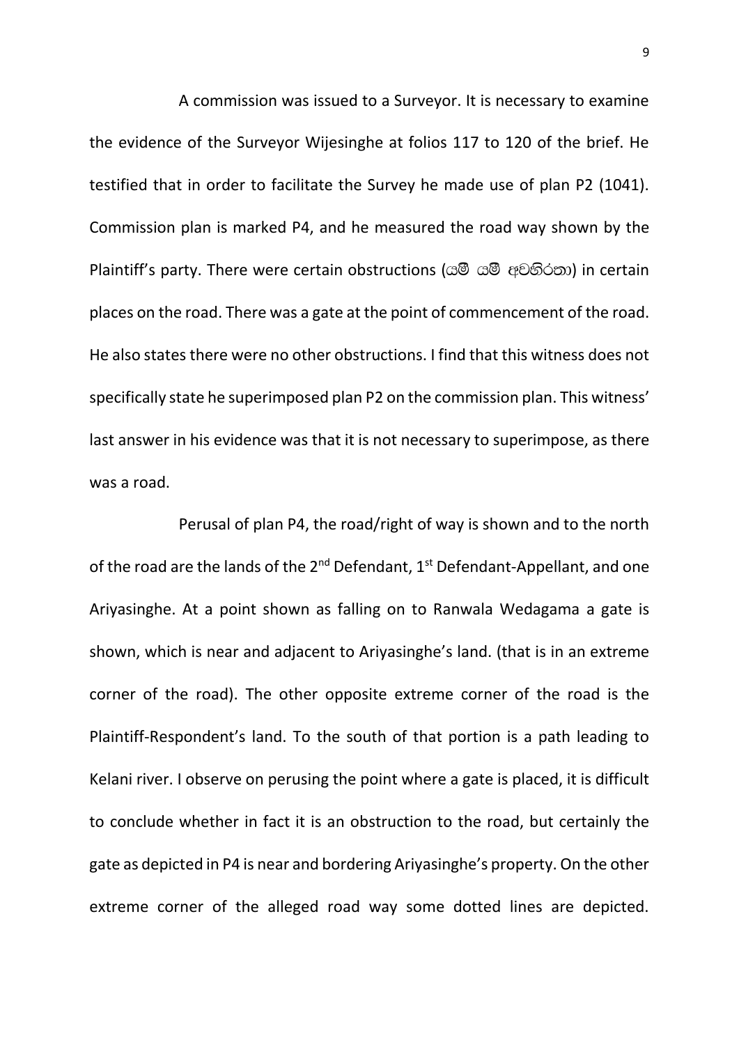A commission was issued to a Surveyor. It is necessary to examine the evidence of the Surveyor Wijesinghe at folios 117 to 120 of the brief. He testified that in order to facilitate the Survey he made use of plan P2 (1041). Commission plan is marked P4, and he measured the road way shown by the Plaintiff's party. There were certain obstructions (යම් යම් අවහිරතා) in certain places on the road. There was a gate at the point of commencement of the road. He also states there were no other obstructions. I find that this witness does not specifically state he superimposed plan P2 on the commission plan. This witness' last answer in his evidence was that it is not necessary to superimpose, as there was a road.

Perusal of plan P4, the road/right of way is shown and to the north of the road are the lands of the 2nd Defendant, 1st Defendant-Appellant, and one Ariyasinghe. At a point shown as falling on to Ranwala Wedagama a gate is shown, which is near and adjacent to Ariyasinghe's land. (that is in an extreme corner of the road). The other opposite extreme corner of the road is the Plaintiff-Respondent's land. To the south of that portion is a path leading to Kelani river. I observe on perusing the point where a gate is placed, it is difficult to conclude whether in fact it is an obstruction to the road, but certainly the gate as depicted in P4 is near and bordering Ariyasinghe's property. On the other extreme corner of the alleged road way some dotted lines are depicted.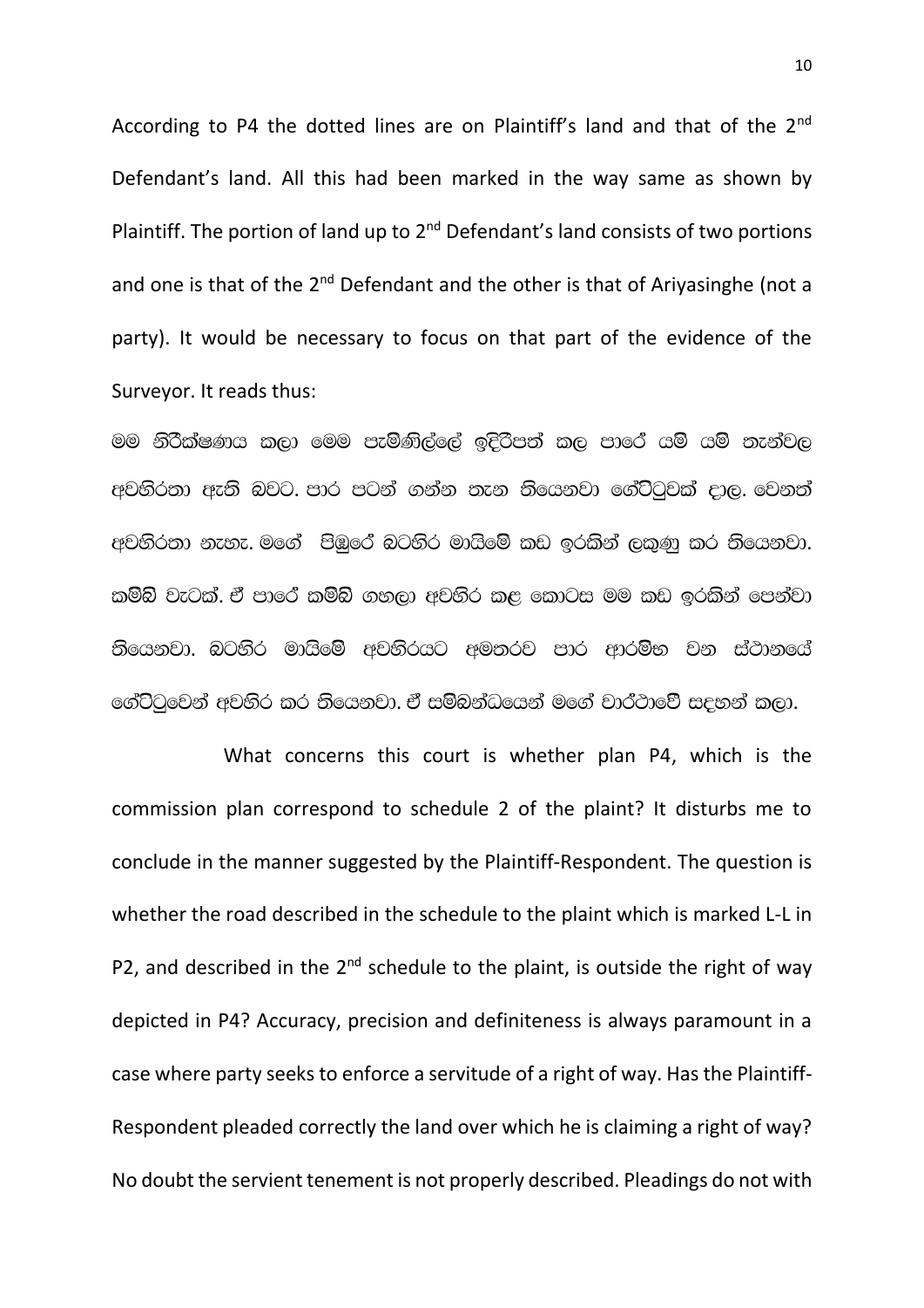According to P4 the dotted lines are on Plaintiff's land and that of the 2nd Defendant's land. All this had been marked in the way same as shown by Plaintiff. The portion of land up to 2nd Defendant's land consists of two portions and one is that of the 2nd Defendant and the other is that of Ariyasinghe (not a party). It would be necessary to focus on that part of the evidence of the Surveyor. It reads thus:

මම නිරීක්ෂණය කලා මෙම පැමිණිල්ලේ ඉදිරිපත් කල පාරේ යම් යම් තැන්වල අවහිරතා ඇති බවට. පාර පටන් ගන්න තැන තියෙනවා ගේට්ටුවක් දාල. වෙනත් අවහිරතා නැහැ. මගේ පිඹුරේ බටහිර මායිමේ කඩ ඉරකින් ලකුණු කර තියෙනවා. කම්බි වැටක්. ඒ පාරේ කම්බි ගහලා අවහිර කළ කොටස මම කඩ ඉරකින් පෙන්වා තියෙනවා. බටහිර මායිමේ අවහිරයට අමතරව පාර ආරම්භ වන ස්ථානයේ ගේට්ටුවෙන් අවහිර කර තියෙනවා. ඒ සම්බන්ධයෙන් මගේ වාර්ථාවේ සඳහන් කලා.

What concerns this court is whether plan P4, which is the commission plan correspond to schedule 2 of the plaint? It disturbs me to conclude in the manner suggested by the Plaintiff-Respondent. The question is whether the road described in the schedule to the plaint which is marked L-L in P2, and described in the 2nd schedule to the plaint, is outside the right of way depicted in P4? Accuracy, precision and definiteness is always paramount in a case where party seeks to enforce a servitude of a right of way. Has the Plaintiff-Respondent pleaded correctly the land over which he is claiming a right of way? No doubt the servient tenement is not properly described. Pleadings do not with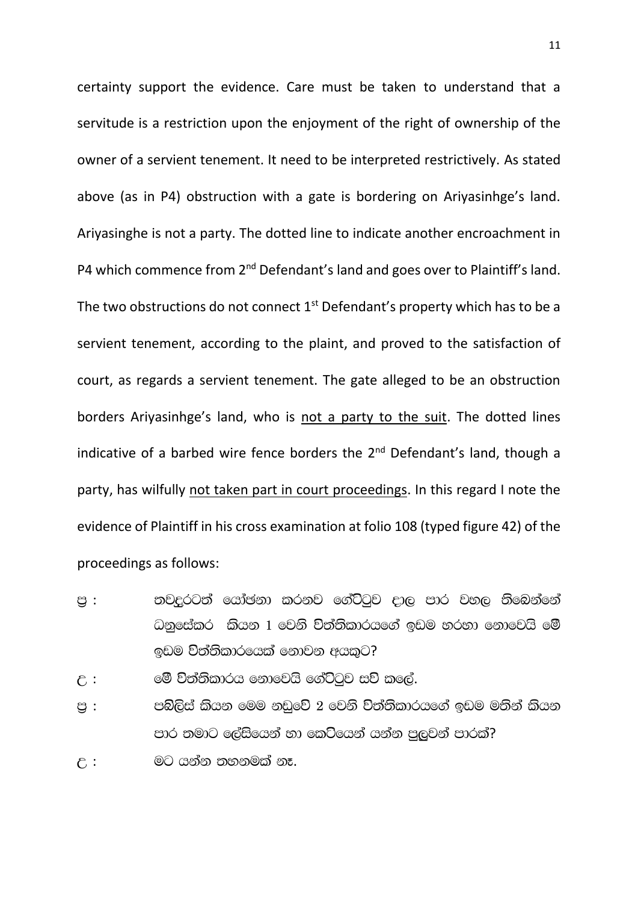certainty support the evidence. Care must be taken to understand that a servitude is a restriction upon the enjoyment of the right of ownership of the owner of a servient tenement. It need to be interpreted restrictively. As stated above (as in P4) obstruction with a gate is bordering on Ariyasinhge's land. Ariyasinghe is not a party. The dotted line to indicate another encroachment in P4 which commence from 2nd Defendant's land and goes over to Plaintiff's land. The two obstructions do not connect 1st Defendant's property which has to be a servient tenement, according to the plaint, and proved to the satisfaction of court, as regards a servient tenement. The gate alleged to be an obstruction borders Ariyasinhge's land, who is <u>not a party to the suit</u>. The dotted lines indicative of a barbed wire fence borders the 2nd Defendant's land, though a party, has wilfully <u>not taken part in court proceedings</u>. In this regard I note the evidence of Plaintiff in his cross examination at folio 108 (typed figure 42) of the proceedings as follows:

ප්‍ර : තවදුරටත් යෝජනා කරනව ගේට්ටුව දාල පාර වහල තිබෙන්නේ ධනුසේකර කියන 1 වෙනි විත්තිකාරයගේ ඉඩම හරහා නොවෙයි මේ ඉඩම විත්තිකාරයෙක් නොවන අයකුට?

උ : මේ විත්තිකාරය නොවෙයි ගේට්ටුව සවි කලේ.

ප්‍ර : පබිලිස් කියන මෙම නඩුවේ 2 වෙනි විත්තිකාරයගේ ඉඩම මතින් කියන පාර තමාට ලේසියෙන් හා කෙටියෙන් යන්න පුලුවන් පාරක්?

උ : මට යන්න තහනමක් නෑ.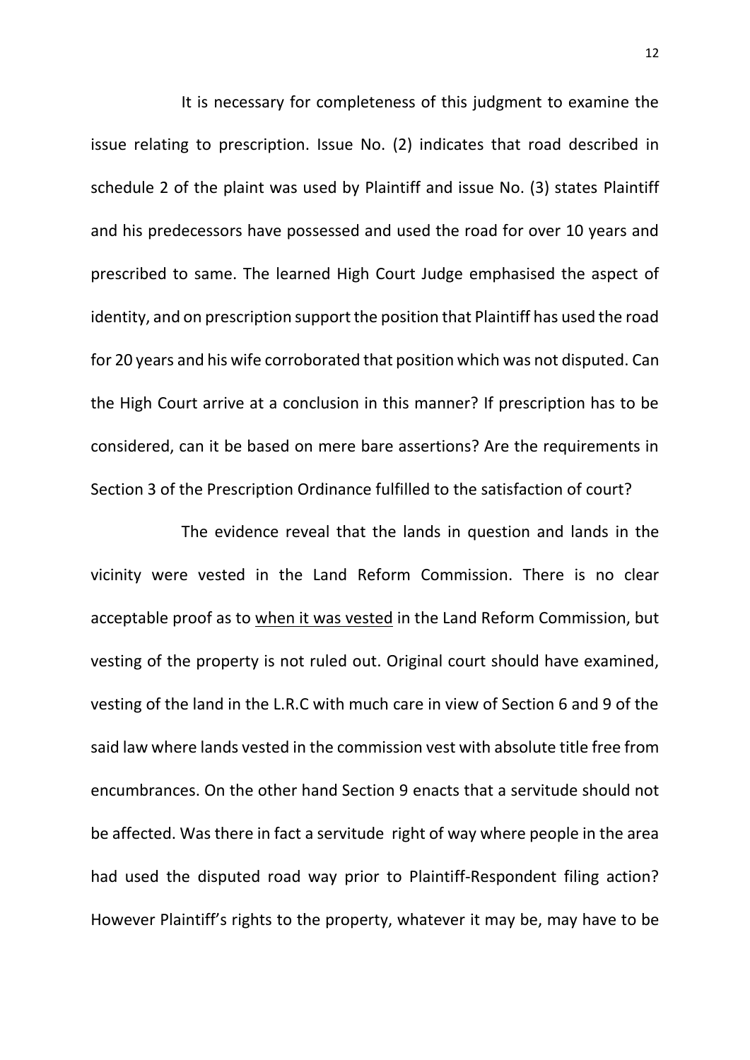It is necessary for completeness of this judgment to examine the issue relating to prescription. Issue No. (2) indicates that road described in schedule 2 of the plaint was used by Plaintiff and issue No. (3) states Plaintiff and his predecessors have possessed and used the road for over 10 years and prescribed to same. The learned High Court Judge emphasised the aspect of identity, and on prescription support the position that Plaintiff has used the road for 20 years and his wife corroborated that position which was not disputed. Can the High Court arrive at a conclusion in this manner? If prescription has to be considered, can it be based on mere bare assertions? Are the requirements in Section 3 of the Prescription Ordinance fulfilled to the satisfaction of court?

The evidence reveal that the lands in question and lands in the vicinity were vested in the Land Reform Commission. There is no clear acceptable proof as to <u>when it was vested</u> in the Land Reform Commission, but vesting of the property is not ruled out. Original court should have examined, vesting of the land in the L.R.C with much care in view of Section 6 and 9 of the said law where lands vested in the commission vest with absolute title free from encumbrances. On the other hand Section 9 enacts that a servitude should not be affected. Was there in fact a servitude right of way where people in the area had used the disputed road way prior to Plaintiff-Respondent filing action? However Plaintiff's rights to the property, whatever it may be, may have to be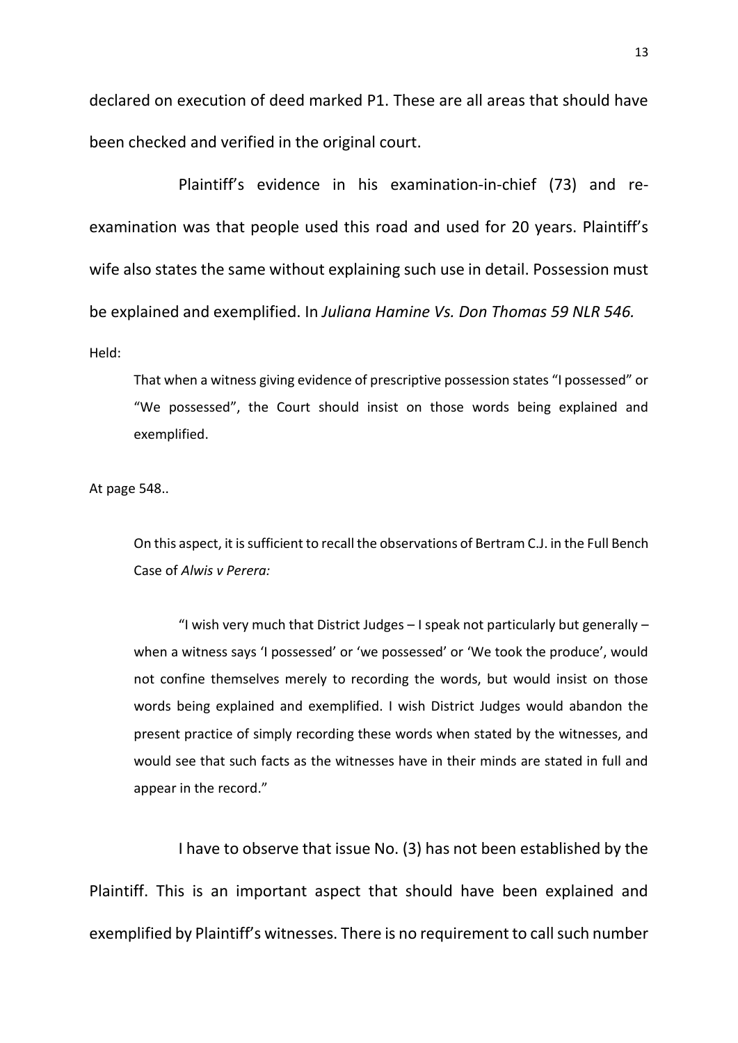declared on execution of deed marked P1. These are all areas that should have been checked and verified in the original court.

Plaintiff's evidence in his examination-in-chief (73) and re-examination was that people used this road and used for 20 years. Plaintiff's wife also states the same without explaining such use in detail. Possession must be explained and exemplified. In *Juliana Hamine Vs. Don Thomas 59 NLR 546.*

Held:

> That when a witness giving evidence of prescriptive possession states "I possessed" or "We possessed", the Court should insist on those words being explained and exemplified.

At page 548..

> On this aspect, it is sufficient to recall the observations of Bertram C.J. in the Full Bench Case of *Alwis v Perera:*
>
> "I wish very much that District Judges – I speak not particularly but generally – when a witness says 'I possessed' or 'we possessed' or 'We took the produce', would not confine themselves merely to recording the words, but would insist on those words being explained and exemplified. I wish District Judges would abandon the present practice of simply recording these words when stated by the witnesses, and would see that such facts as the witnesses have in their minds are stated in full and appear in the record."

I have to observe that issue No. (3) has not been established by the Plaintiff. This is an important aspect that should have been explained and exemplified by Plaintiff's witnesses. There is no requirement to call such number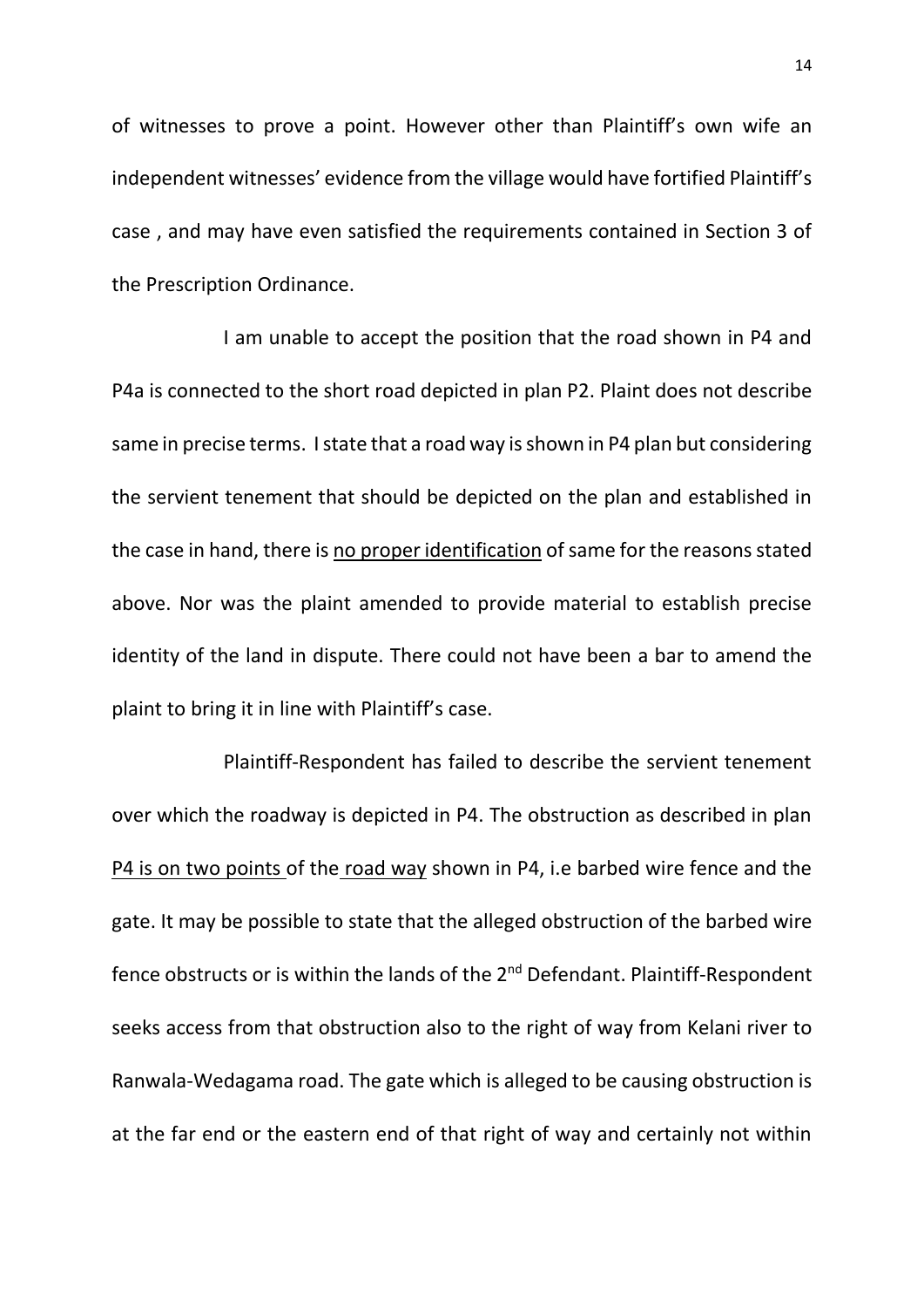of witnesses to prove a point. However other than Plaintiff's own wife an independent witnesses' evidence from the village would have fortified Plaintiff's case , and may have even satisfied the requirements contained in Section 3 of the Prescription Ordinance.

I am unable to accept the position that the road shown in P4 and P4a is connected to the short road depicted in plan P2. Plaint does not describe same in precise terms. I state that a road way is shown in P4 plan but considering the servient tenement that should be depicted on the plan and established in the case in hand, there is <u>no proper identification</u> of same for the reasons stated above. Nor was the plaint amended to provide material to establish precise identity of the land in dispute. There could not have been a bar to amend the plaint to bring it in line with Plaintiff's case.

Plaintiff-Respondent has failed to describe the servient tenement over which the roadway is depicted in P4. The obstruction as described in plan <u>P4 is on two points</u> of the <u>road way</u> shown in P4, i.e barbed wire fence and the gate. It may be possible to state that the alleged obstruction of the barbed wire fence obstructs or is within the lands of the 2nd Defendant. Plaintiff-Respondent seeks access from that obstruction also to the right of way from Kelani river to Ranwala-Wedagama road. The gate which is alleged to be causing obstruction is at the far end or the eastern end of that right of way and certainly not within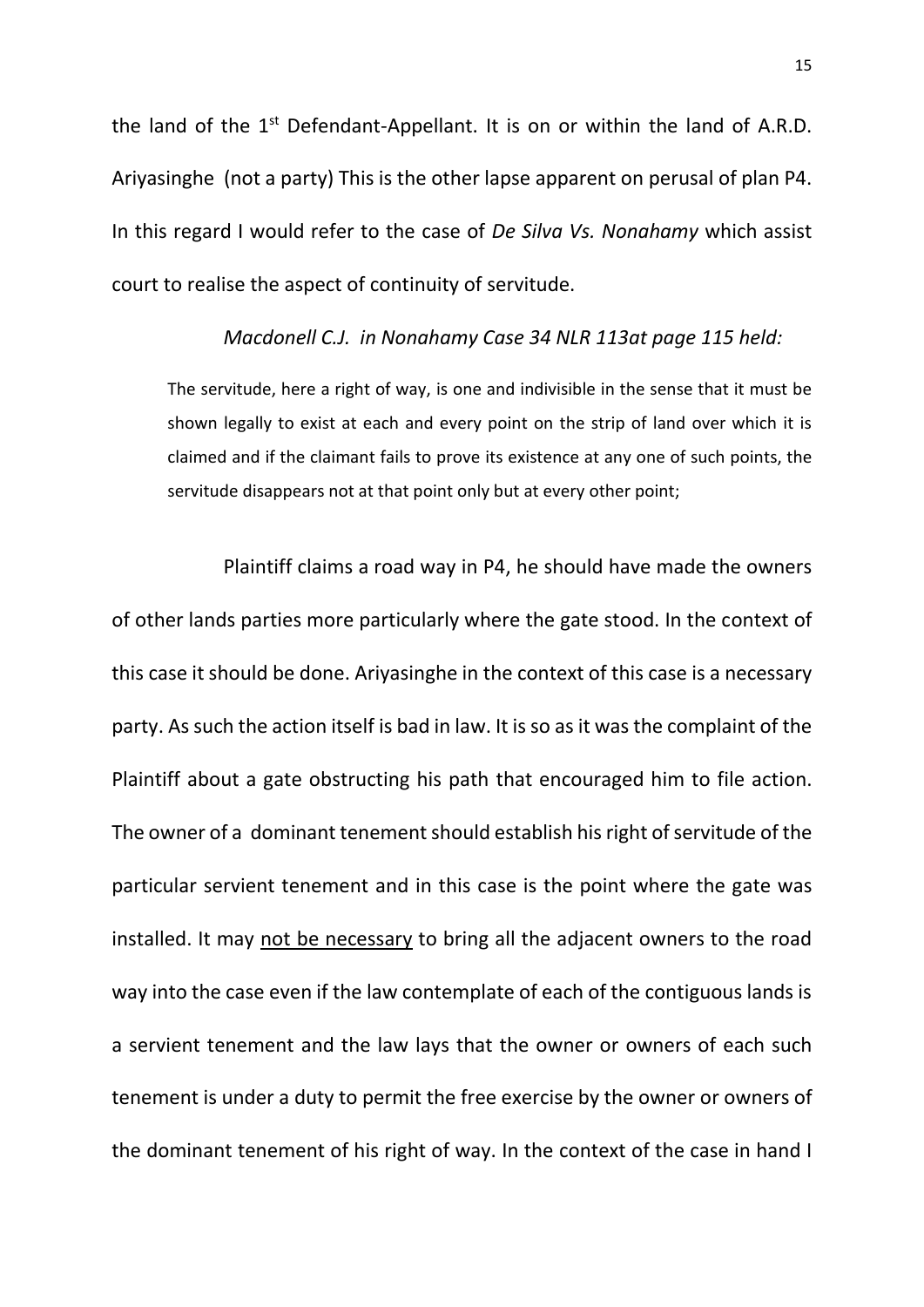the land of the 1st Defendant-Appellant. It is on or within the land of A.R.D. Ariyasinghe (not a party) This is the other lapse apparent on perusal of plan P4. In this regard I would refer to the case of *De Silva Vs. Nonahamy* which assist court to realise the aspect of continuity of servitude.

*Macdonell C.J. in Nonahamy Case 34 NLR 113at page 115 held:*

> The servitude, here a right of way, is one and indivisible in the sense that it must be shown legally to exist at each and every point on the strip of land over which it is claimed and if the claimant fails to prove its existence at any one of such points, the servitude disappears not at that point only but at every other point;

Plaintiff claims a road way in P4, he should have made the owners of other lands parties more particularly where the gate stood. In the context of this case it should be done. Ariyasinghe in the context of this case is a necessary party. As such the action itself is bad in law. It is so as it was the complaint of the Plaintiff about a gate obstructing his path that encouraged him to file action. The owner of a dominant tenement should establish his right of servitude of the particular servient tenement and in this case is the point where the gate was installed. It may <u>not be necessary</u> to bring all the adjacent owners to the road way into the case even if the law contemplate of each of the contiguous lands is a servient tenement and the law lays that the owner or owners of each such tenement is under a duty to permit the free exercise by the owner or owners of the dominant tenement of his right of way. In the context of the case in hand I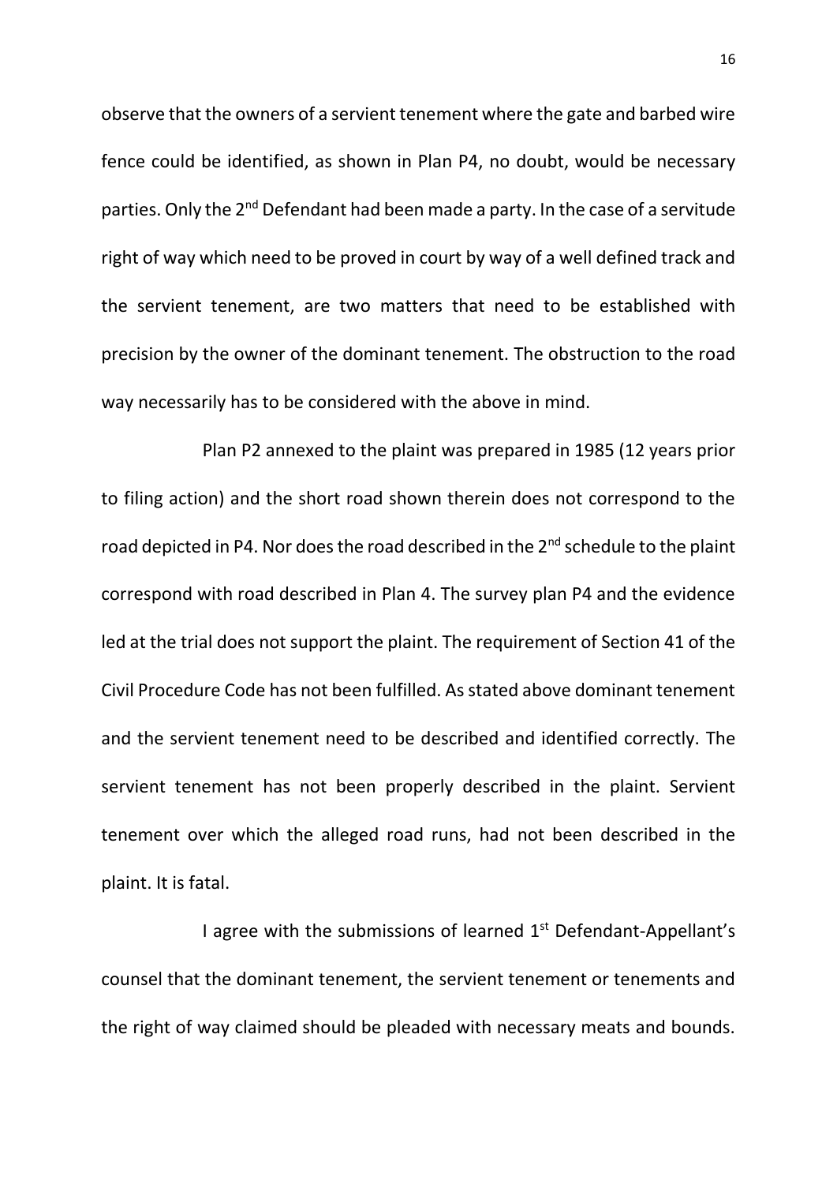observe that the owners of a servient tenement where the gate and barbed wire fence could be identified, as shown in Plan P4, no doubt, would be necessary parties. Only the 2nd Defendant had been made a party. In the case of a servitude right of way which need to be proved in court by way of a well defined track and the servient tenement, are two matters that need to be established with precision by the owner of the dominant tenement. The obstruction to the road way necessarily has to be considered with the above in mind.

Plan P2 annexed to the plaint was prepared in 1985 (12 years prior to filing action) and the short road shown therein does not correspond to the road depicted in P4. Nor does the road described in the 2nd schedule to the plaint correspond with road described in Plan 4. The survey plan P4 and the evidence led at the trial does not support the plaint. The requirement of Section 41 of the Civil Procedure Code has not been fulfilled. As stated above dominant tenement and the servient tenement need to be described and identified correctly. The servient tenement has not been properly described in the plaint. Servient tenement over which the alleged road runs, had not been described in the plaint. It is fatal.

I agree with the submissions of learned 1st Defendant-Appellant's counsel that the dominant tenement, the servient tenement or tenements and the right of way claimed should be pleaded with necessary meats and bounds.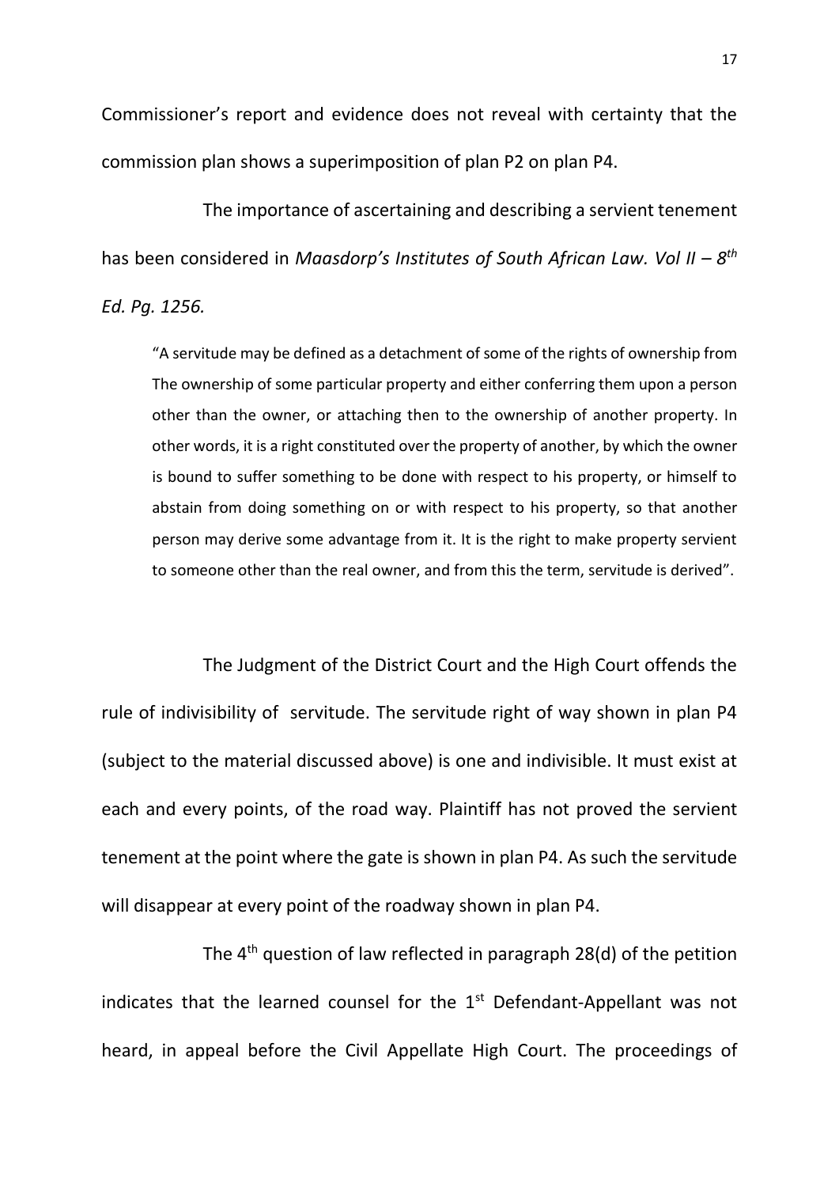Commissioner's report and evidence does not reveal with certainty that the commission plan shows a superimposition of plan P2 on plan P4.

The importance of ascertaining and describing a servient tenement has been considered in *Maasdorp's Institutes of South African Law. Vol II – 8th Ed. Pg. 1256.*

> "A servitude may be defined as a detachment of some of the rights of ownership from The ownership of some particular property and either conferring them upon a person other than the owner, or attaching then to the ownership of another property. In other words, it is a right constituted over the property of another, by which the owner is bound to suffer something to be done with respect to his property, or himself to abstain from doing something on or with respect to his property, so that another person may derive some advantage from it. It is the right to make property servient to someone other than the real owner, and from this the term, servitude is derived".

The Judgment of the District Court and the High Court offends the rule of indivisibility of servitude. The servitude right of way shown in plan P4 (subject to the material discussed above) is one and indivisible. It must exist at each and every points, of the road way. Plaintiff has not proved the servient tenement at the point where the gate is shown in plan P4. As such the servitude will disappear at every point of the roadway shown in plan P4.

The 4th question of law reflected in paragraph 28(d) of the petition indicates that the learned counsel for the 1st Defendant-Appellant was not heard, in appeal before the Civil Appellate High Court. The proceedings of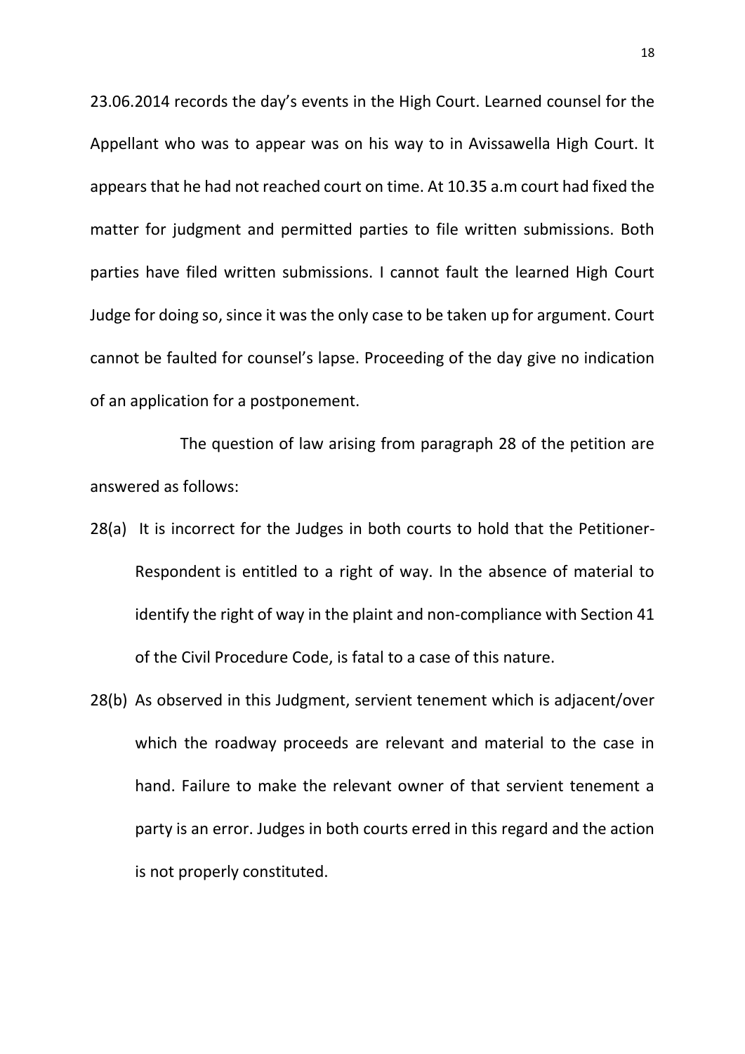23.06.2014 records the day's events in the High Court. Learned counsel for the Appellant who was to appear was on his way to in Avissawella High Court. It appears that he had not reached court on time. At 10.35 a.m court had fixed the matter for judgment and permitted parties to file written submissions. Both parties have filed written submissions. I cannot fault the learned High Court Judge for doing so, since it was the only case to be taken up for argument. Court cannot be faulted for counsel's lapse. Proceeding of the day give no indication of an application for a postponement.

The question of law arising from paragraph 28 of the petition are answered as follows:

28(a) It is incorrect for the Judges in both courts to hold that the Petitioner-Respondent is entitled to a right of way. In the absence of material to identify the right of way in the plaint and non-compliance with Section 41 of the Civil Procedure Code, is fatal to a case of this nature.

28(b) As observed in this Judgment, servient tenement which is adjacent/over which the roadway proceeds are relevant and material to the case in hand. Failure to make the relevant owner of that servient tenement a party is an error. Judges in both courts erred in this regard and the action is not properly constituted.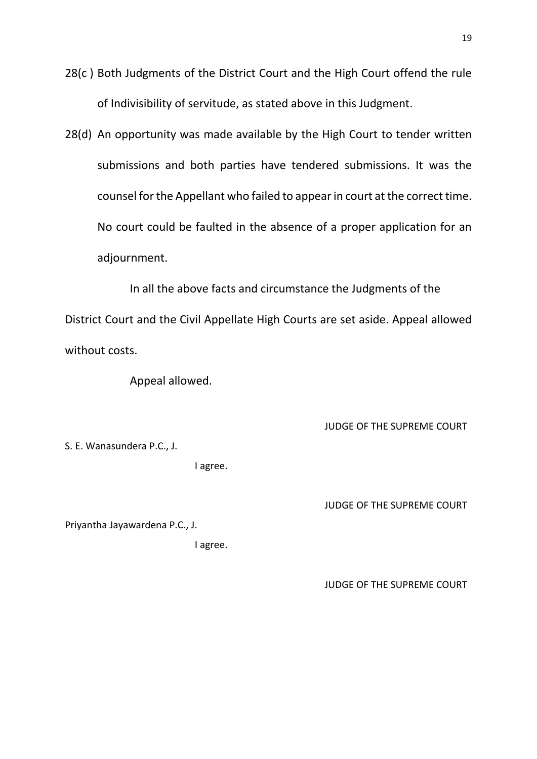28(c ) Both Judgments of the District Court and the High Court offend the rule of Indivisibility of servitude, as stated above in this Judgment.

28(d) An opportunity was made available by the High Court to tender written submissions and both parties have tendered submissions. It was the counsel for the Appellant who failed to appear in court at the correct time. No court could be faulted in the absence of a proper application for an adjournment.

In all the above facts and circumstance the Judgments of the District Court and the Civil Appellate High Courts are set aside. Appeal allowed without costs.

Appeal allowed.

JUDGE OF THE SUPREME COURT

S. E. Wanasundera P.C., J.

I agree.

JUDGE OF THE SUPREME COURT

Priyantha Jayawardena P.C., J.

I agree.

JUDGE OF THE SUPREME COURT